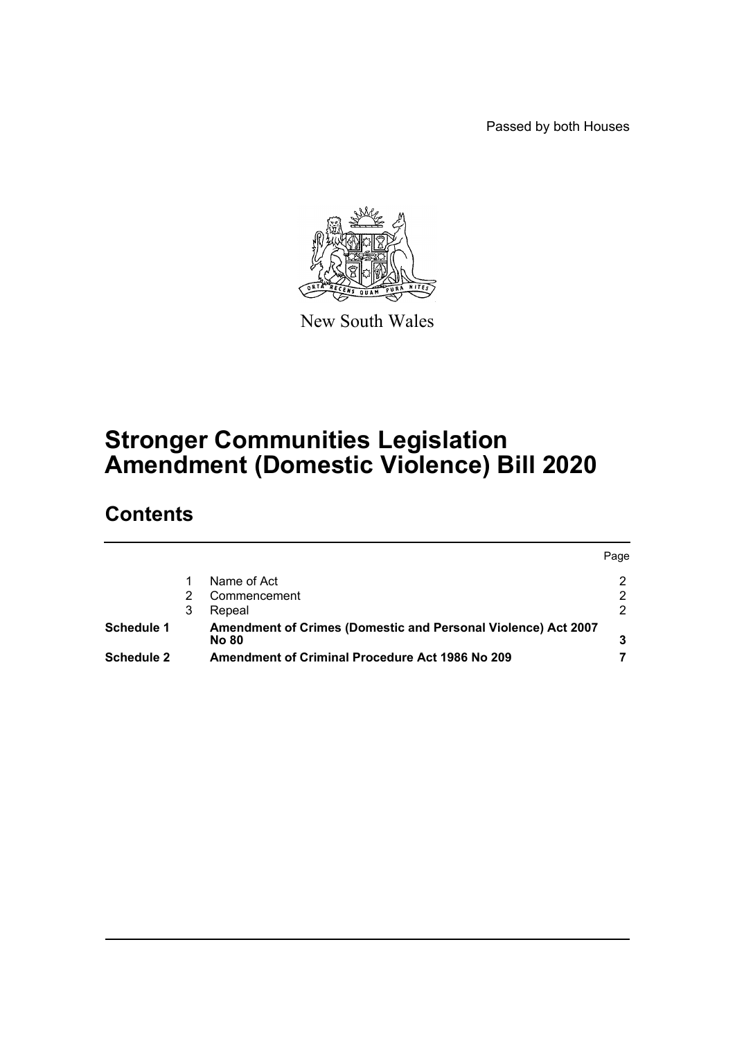Passed by both Houses

New South Wales

# Stronger Communities Legislation Amendment (Domestic Violence) Bill 2020

## Contents

| | | | Page |
|---|---|---|---|
| | 1 | Name of Act | 2 |
| | 2 | Commencement | 2 |
| | 3 | Repeal | 2 |
| **Schedule 1** | | **Amendment of Crimes (Domestic and Personal Violence) Act 2007 No 80** | **3** |
| **Schedule 2** | | **Amendment of Criminal Procedure Act 1986 No 209** | **7** |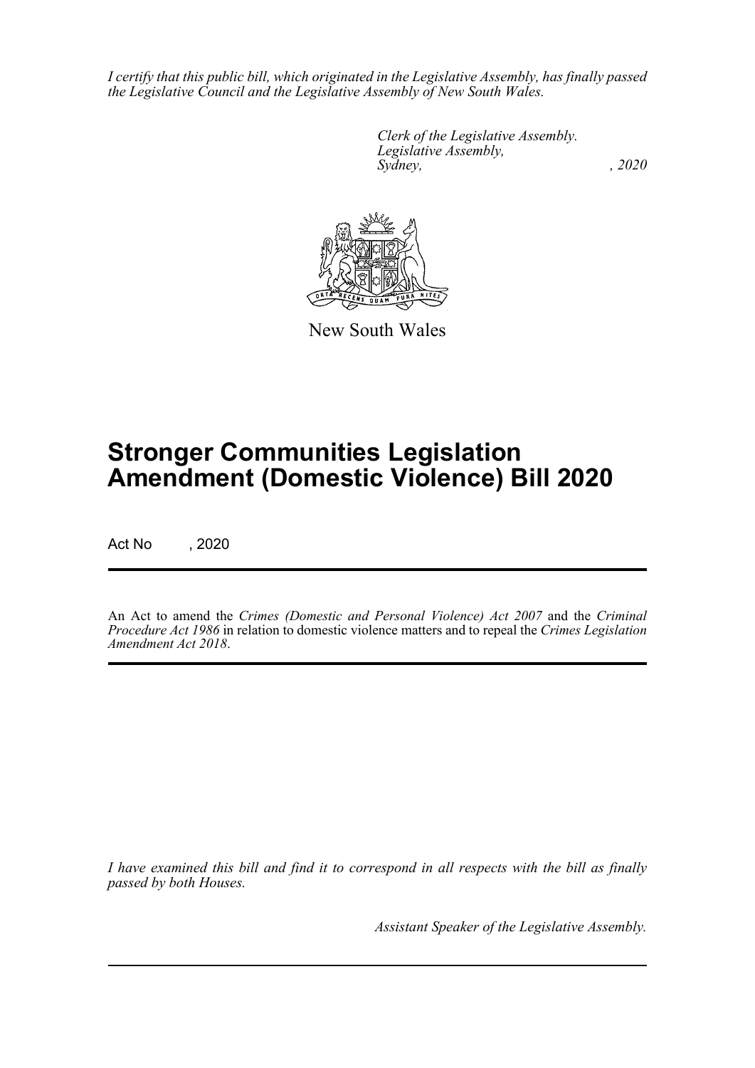*I certify that this public bill, which originated in the Legislative Assembly, has finally passed the Legislative Council and the Legislative Assembly of New South Wales.*

*Clerk of the Legislative Assembly.*
*Legislative Assembly,*
*Sydney, , 2020*

New South Wales

# Stronger Communities Legislation Amendment (Domestic Violence) Bill 2020

Act No , 2020

An Act to amend the *Crimes (Domestic and Personal Violence) Act 2007* and the *Criminal Procedure Act 1986* in relation to domestic violence matters and to repeal the *Crimes Legislation Amendment Act 2018*.

*I have examined this bill and find it to correspond in all respects with the bill as finally passed by both Houses.*

*Assistant Speaker of the Legislative Assembly.*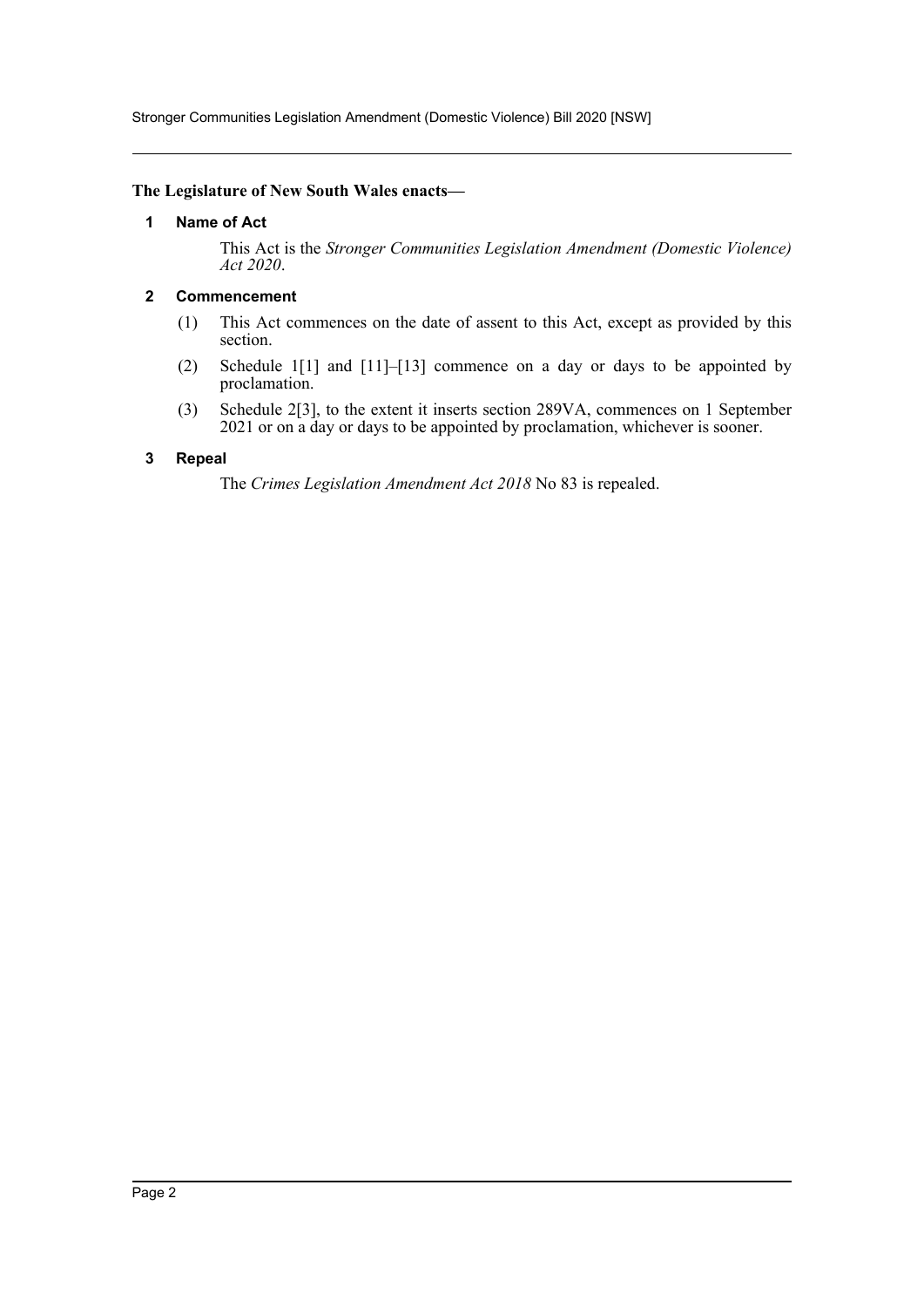**The Legislature of New South Wales enacts—**

### 1 Name of Act

This Act is the *Stronger Communities Legislation Amendment (Domestic Violence) Act 2020*.

### 2 Commencement

(1) This Act commences on the date of assent to this Act, except as provided by this section.

(2) Schedule 1[1] and [11]–[13] commence on a day or days to be appointed by proclamation.

(3) Schedule 2[3], to the extent it inserts section 289VA, commences on 1 September 2021 or on a day or days to be appointed by proclamation, whichever is sooner.

### 3 Repeal

The *Crimes Legislation Amendment Act 2018* No 83 is repealed.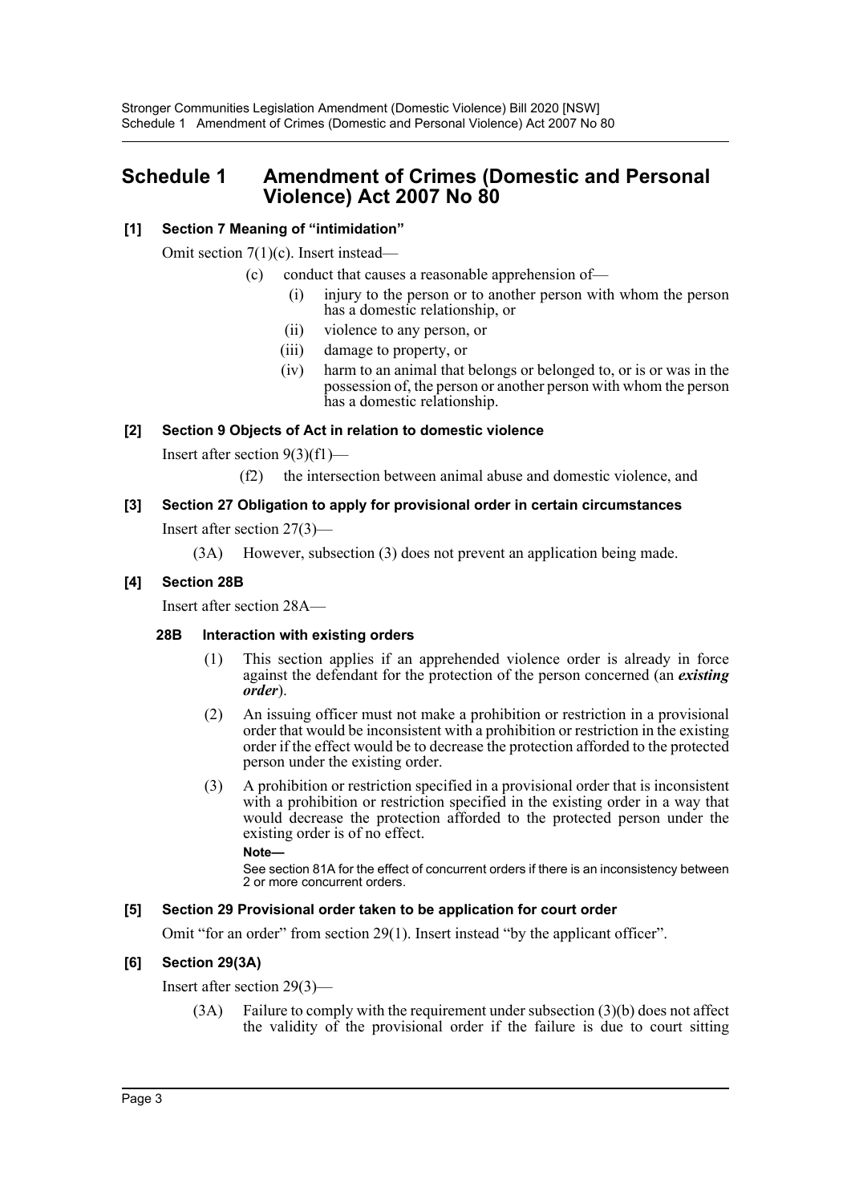# Schedule 1 Amendment of Crimes (Domestic and Personal Violence) Act 2007 No 80

### [1] Section 7 Meaning of "intimidation"

Omit section 7(1)(c). Insert instead—

(c) conduct that causes a reasonable apprehension of—

(i) injury to the person or to another person with whom the person has a domestic relationship, or

(ii) violence to any person, or

(iii) damage to property, or

(iv) harm to an animal that belongs or belonged to, or is or was in the possession of, the person or another person with whom the person has a domestic relationship.

### [2] Section 9 Objects of Act in relation to domestic violence

Insert after section 9(3)(f1)—

(f2) the intersection between animal abuse and domestic violence, and

### [3] Section 27 Obligation to apply for provisional order in certain circumstances

Insert after section 27(3)—

(3A) However, subsection (3) does not prevent an application being made.

### [4] Section 28B

Insert after section 28A—

#### 28B Interaction with existing orders

(1) This section applies if an apprehended violence order is already in force against the defendant for the protection of the person concerned (an ***existing order***).

(2) An issuing officer must not make a prohibition or restriction in a provisional order that would be inconsistent with a prohibition or restriction in the existing order if the effect would be to decrease the protection afforded to the protected person under the existing order.

(3) A prohibition or restriction specified in a provisional order that is inconsistent with a prohibition or restriction specified in the existing order in a way that would decrease the protection afforded to the protected person under the existing order is of no effect.

**Note—**

See section 81A for the effect of concurrent orders if there is an inconsistency between 2 or more concurrent orders.

### [5] Section 29 Provisional order taken to be application for court order

Omit "for an order" from section 29(1). Insert instead "by the applicant officer".

### [6] Section 29(3A)

Insert after section 29(3)—

(3A) Failure to comply with the requirement under subsection (3)(b) does not affect the validity of the provisional order if the failure is due to court sitting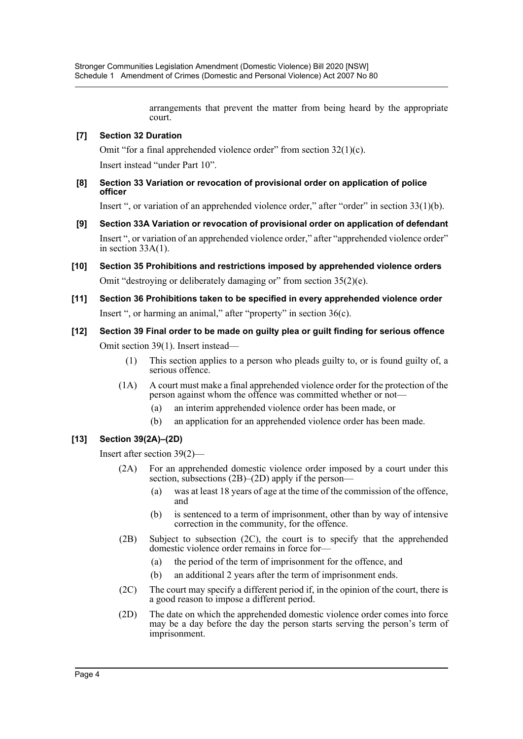arrangements that prevent the matter from being heard by the appropriate court.

**[7] Section 32 Duration**

Omit "for a final apprehended violence order" from section 32(1)(c).

Insert instead "under Part 10".

**[8] Section 33 Variation or revocation of provisional order on application of police officer**

Insert ", or variation of an apprehended violence order," after "order" in section 33(1)(b).

**[9] Section 33A Variation or revocation of provisional order on application of defendant**

Insert ", or variation of an apprehended violence order," after "apprehended violence order" in section 33A(1).

**[10] Section 35 Prohibitions and restrictions imposed by apprehended violence orders**

Omit "destroying or deliberately damaging or" from section 35(2)(e).

**[11] Section 36 Prohibitions taken to be specified in every apprehended violence order**

Insert ", or harming an animal," after "property" in section 36(c).

**[12] Section 39 Final order to be made on guilty plea or guilt finding for serious offence**

Omit section 39(1). Insert instead—

(1) This section applies to a person who pleads guilty to, or is found guilty of, a serious offence.

(1A) A court must make a final apprehended violence order for the protection of the person against whom the offence was committed whether or not—

(a) an interim apprehended violence order has been made, or

(b) an application for an apprehended violence order has been made.

**[13] Section 39(2A)–(2D)**

Insert after section 39(2)—

(2A) For an apprehended domestic violence order imposed by a court under this section, subsections (2B)–(2D) apply if the person—

(a) was at least 18 years of age at the time of the commission of the offence, and

(b) is sentenced to a term of imprisonment, other than by way of intensive correction in the community, for the offence.

(2B) Subject to subsection (2C), the court is to specify that the apprehended domestic violence order remains in force for—

(a) the period of the term of imprisonment for the offence, and

(b) an additional 2 years after the term of imprisonment ends.

(2C) The court may specify a different period if, in the opinion of the court, there is a good reason to impose a different period.

(2D) The date on which the apprehended domestic violence order comes into force may be a day before the day the person starts serving the person's term of imprisonment.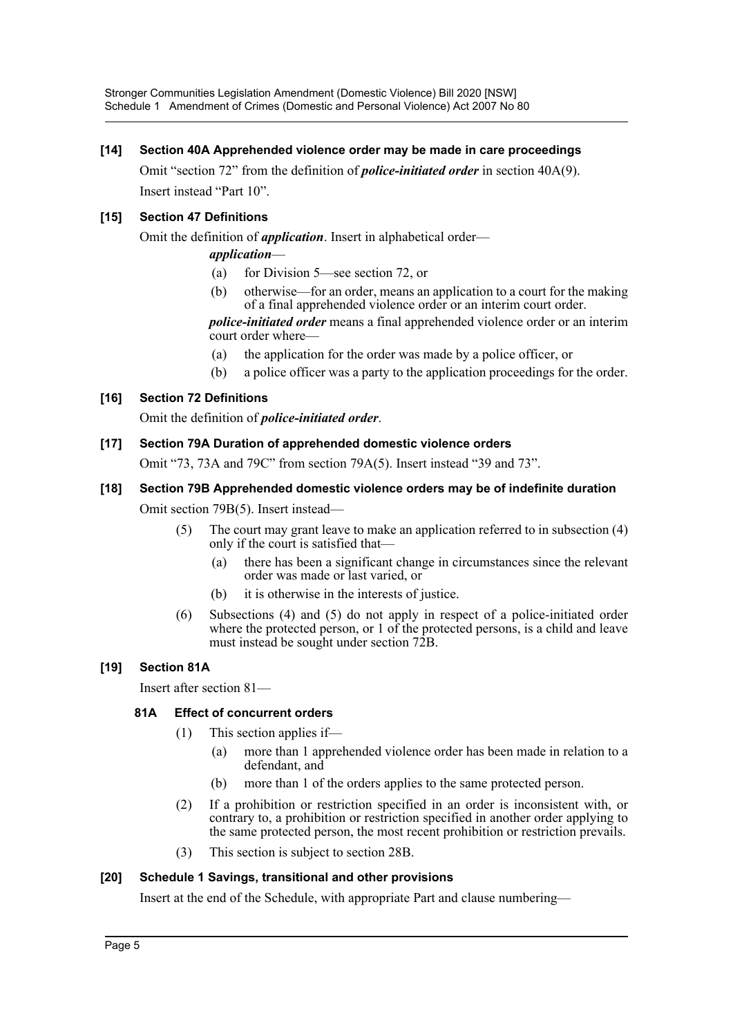### [14] Section 40A Apprehended violence order may be made in care proceedings

Omit "section 72" from the definition of ***police-initiated order*** in section 40A(9).

Insert instead "Part 10".

### [15] Section 47 Definitions

Omit the definition of ***application***. Insert in alphabetical order—

***application***—

- (a) for Division 5—see section 72, or
- (b) otherwise—for an order, means an application to a court for the making of a final apprehended violence order or an interim court order.

***police-initiated order*** means a final apprehended violence order or an interim court order where—

- (a) the application for the order was made by a police officer, or
- (b) a police officer was a party to the application proceedings for the order.

### [16] Section 72 Definitions

Omit the definition of ***police-initiated order***.

### [17] Section 79A Duration of apprehended domestic violence orders

Omit "73, 73A and 79C" from section 79A(5). Insert instead "39 and 73".

### [18] Section 79B Apprehended domestic violence orders may be of indefinite duration

Omit section 79B(5). Insert instead—

(5) The court may grant leave to make an application referred to in subsection (4) only if the court is satisfied that—

- (a) there has been a significant change in circumstances since the relevant order was made or last varied, or
- (b) it is otherwise in the interests of justice.

(6) Subsections (4) and (5) do not apply in respect of a police-initiated order where the protected person, or 1 of the protected persons, is a child and leave must instead be sought under section 72B.

### [19] Section 81A

Insert after section 81—

#### 81A Effect of concurrent orders

(1) This section applies if—

- (a) more than 1 apprehended violence order has been made in relation to a defendant, and
- (b) more than 1 of the orders applies to the same protected person.

(2) If a prohibition or restriction specified in an order is inconsistent with, or contrary to, a prohibition or restriction specified in another order applying to the same protected person, the most recent prohibition or restriction prevails.

(3) This section is subject to section 28B.

### [20] Schedule 1 Savings, transitional and other provisions

Insert at the end of the Schedule, with appropriate Part and clause numbering—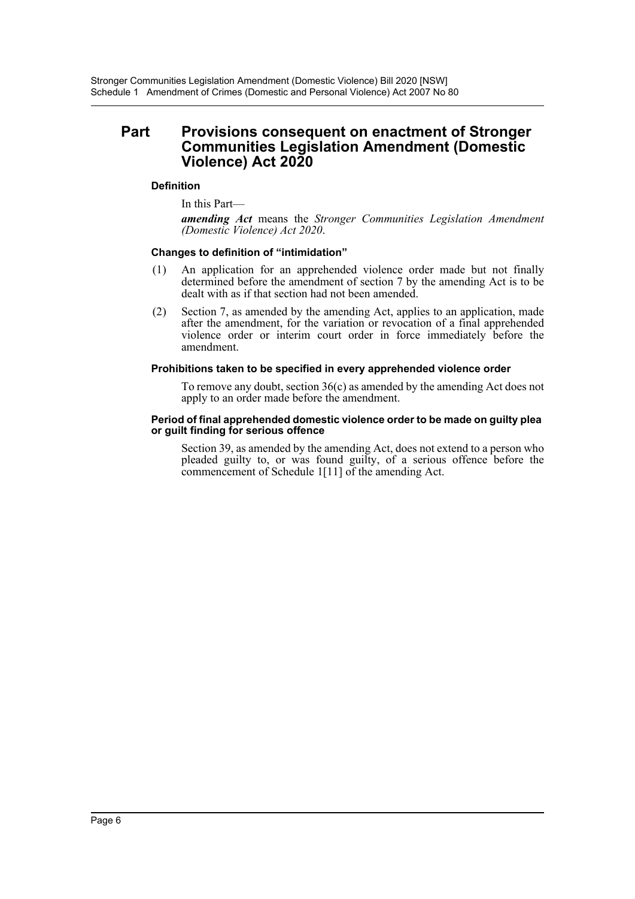## Part Provisions consequent on enactment of Stronger Communities Legislation Amendment (Domestic Violence) Act 2020

#### Definition

In this Part—

***amending Act*** means the *Stronger Communities Legislation Amendment (Domestic Violence) Act 2020*.

#### Changes to definition of "intimidation"

(1) An application for an apprehended violence order made but not finally determined before the amendment of section 7 by the amending Act is to be dealt with as if that section had not been amended.

(2) Section 7, as amended by the amending Act, applies to an application, made after the amendment, for the variation or revocation of a final apprehended violence order or interim court order in force immediately before the amendment.

#### Prohibitions taken to be specified in every apprehended violence order

To remove any doubt, section 36(c) as amended by the amending Act does not apply to an order made before the amendment.

#### Period of final apprehended domestic violence order to be made on guilty plea or guilt finding for serious offence

Section 39, as amended by the amending Act, does not extend to a person who pleaded guilty to, or was found guilty, of a serious offence before the commencement of Schedule 1[11] of the amending Act.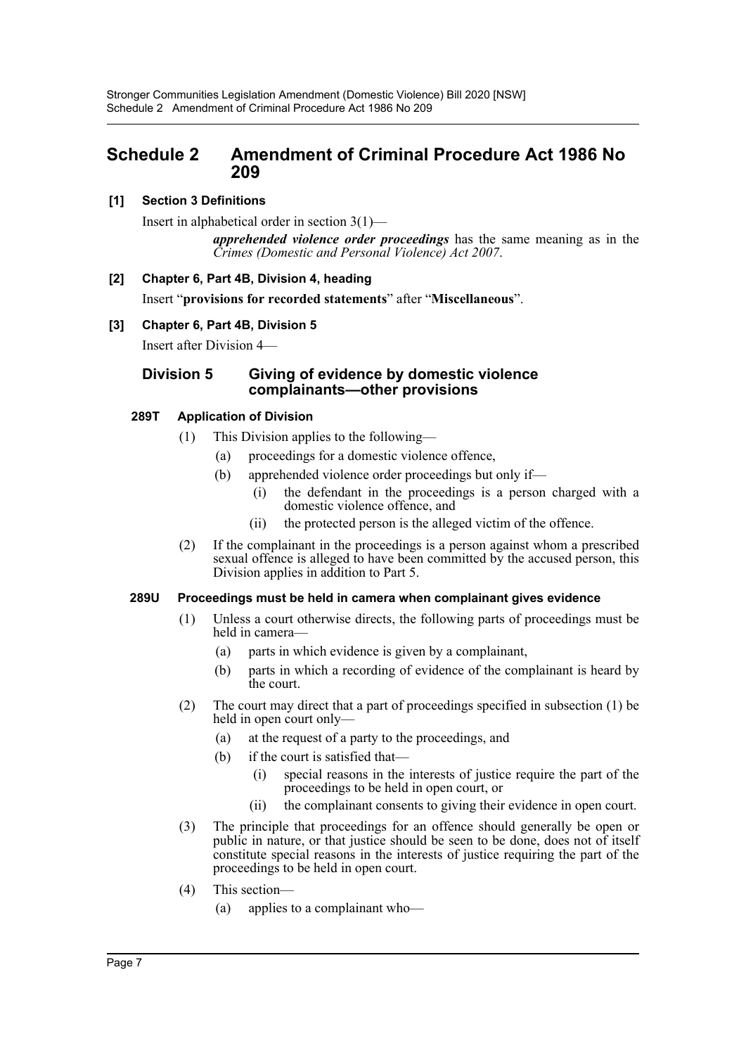# Schedule 2 Amendment of Criminal Procedure Act 1986 No 209

**[1] Section 3 Definitions**

Insert in alphabetical order in section 3(1)—

> ***apprehended violence order proceedings*** has the same meaning as in the *Crimes (Domestic and Personal Violence) Act 2007*.

**[2] Chapter 6, Part 4B, Division 4, heading**

Insert "**provisions for recorded statements**" after "**Miscellaneous**".

**[3] Chapter 6, Part 4B, Division 5**

Insert after Division 4—

## Division 5 Giving of evidence by domestic violence complainants—other provisions

### 289T Application of Division

(1) This Division applies to the following—

- (a) proceedings for a domestic violence offence,
- (b) apprehended violence order proceedings but only if—
  - (i) the defendant in the proceedings is a person charged with a domestic violence offence, and
  - (ii) the protected person is the alleged victim of the offence.

(2) If the complainant in the proceedings is a person against whom a prescribed sexual offence is alleged to have been committed by the accused person, this Division applies in addition to Part 5.

### 289U Proceedings must be held in camera when complainant gives evidence

(1) Unless a court otherwise directs, the following parts of proceedings must be held in camera—

- (a) parts in which evidence is given by a complainant,
- (b) parts in which a recording of evidence of the complainant is heard by the court.

(2) The court may direct that a part of proceedings specified in subsection (1) be held in open court only—

- (a) at the request of a party to the proceedings, and
- (b) if the court is satisfied that—
  - (i) special reasons in the interests of justice require the part of the proceedings to be held in open court, or
  - (ii) the complainant consents to giving their evidence in open court.

(3) The principle that proceedings for an offence should generally be open or public in nature, or that justice should be seen to be done, does not of itself constitute special reasons in the interests of justice requiring the part of the proceedings to be held in open court.

(4) This section—

- (a) applies to a complainant who—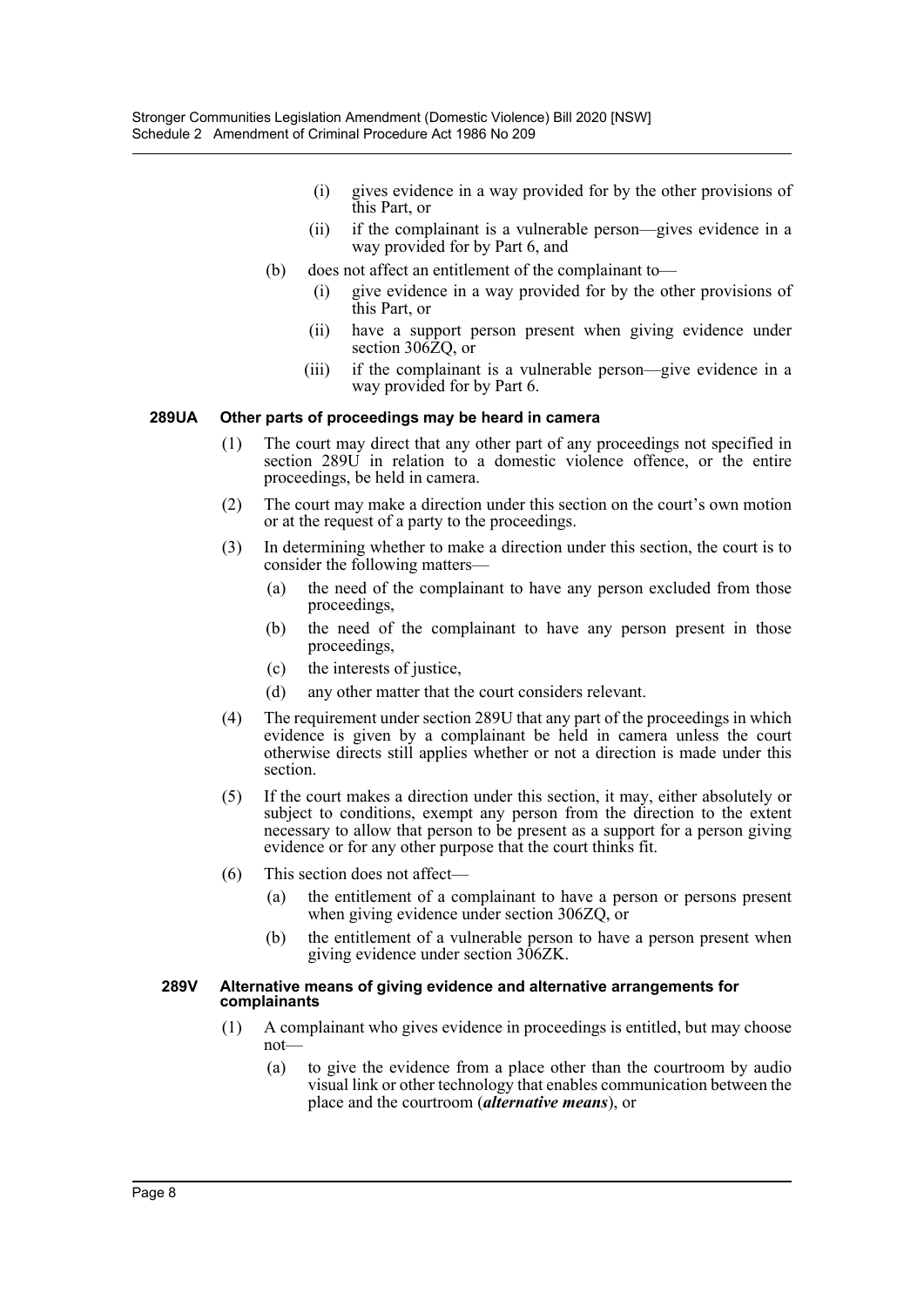(i) gives evidence in a way provided for by the other provisions of this Part, or

(ii) if the complainant is a vulnerable person—gives evidence in a way provided for by Part 6, and

(b) does not affect an entitlement of the complainant to—

(i) give evidence in a way provided for by the other provisions of this Part, or

(ii) have a support person present when giving evidence under section 306ZQ, or

(iii) if the complainant is a vulnerable person—give evidence in a way provided for by Part 6.

#### 289UA Other parts of proceedings may be heard in camera

(1) The court may direct that any other part of any proceedings not specified in section 289U in relation to a domestic violence offence, or the entire proceedings, be held in camera.

(2) The court may make a direction under this section on the court's own motion or at the request of a party to the proceedings.

(3) In determining whether to make a direction under this section, the court is to consider the following matters—

(a) the need of the complainant to have any person excluded from those proceedings,

(b) the need of the complainant to have any person present in those proceedings,

(c) the interests of justice,

(d) any other matter that the court considers relevant.

(4) The requirement under section 289U that any part of the proceedings in which evidence is given by a complainant be held in camera unless the court otherwise directs still applies whether or not a direction is made under this section.

(5) If the court makes a direction under this section, it may, either absolutely or subject to conditions, exempt any person from the direction to the extent necessary to allow that person to be present as a support for a person giving evidence or for any other purpose that the court thinks fit.

(6) This section does not affect—

(a) the entitlement of a complainant to have a person or persons present when giving evidence under section 306ZQ, or

(b) the entitlement of a vulnerable person to have a person present when giving evidence under section 306ZK.

#### 289V Alternative means of giving evidence and alternative arrangements for complainants

(1) A complainant who gives evidence in proceedings is entitled, but may choose not—

(a) to give the evidence from a place other than the courtroom by audio visual link or other technology that enables communication between the place and the courtroom (***alternative means***), or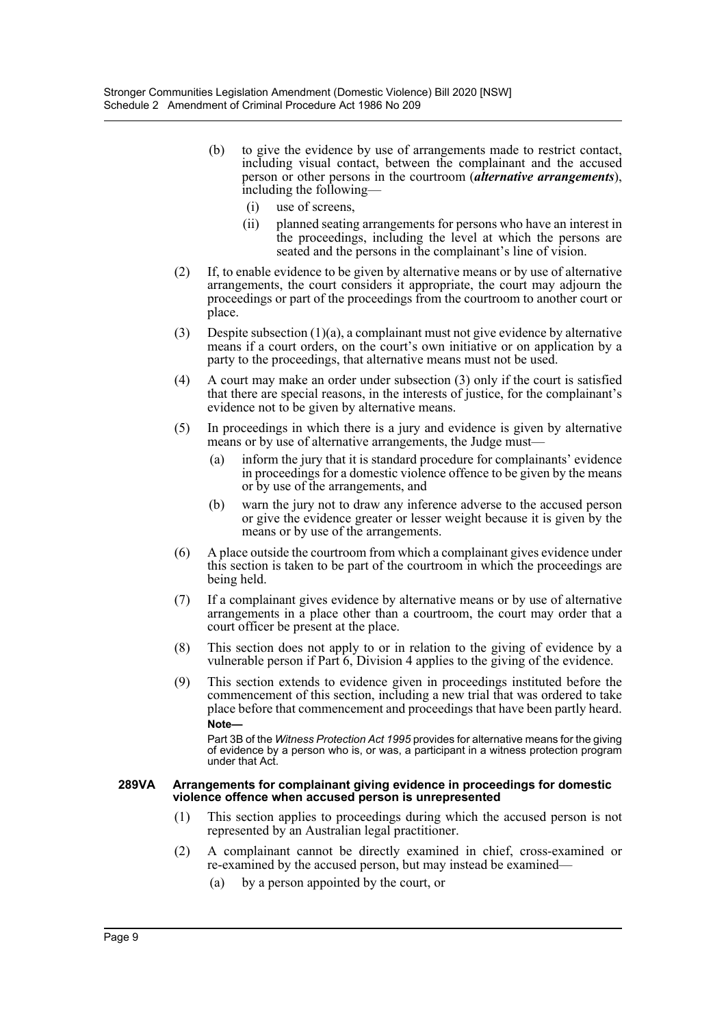(b) to give the evidence by use of arrangements made to restrict contact, including visual contact, between the complainant and the accused person or other persons in the courtroom (***alternative arrangements***), including the following—

  (i) use of screens,

  (ii) planned seating arrangements for persons who have an interest in the proceedings, including the level at which the persons are seated and the persons in the complainant's line of vision.

(2) If, to enable evidence to be given by alternative means or by use of alternative arrangements, the court considers it appropriate, the court may adjourn the proceedings or part of the proceedings from the courtroom to another court or place.

(3) Despite subsection (1)(a), a complainant must not give evidence by alternative means if a court orders, on the court's own initiative or on application by a party to the proceedings, that alternative means must not be used.

(4) A court may make an order under subsection (3) only if the court is satisfied that there are special reasons, in the interests of justice, for the complainant's evidence not to be given by alternative means.

(5) In proceedings in which there is a jury and evidence is given by alternative means or by use of alternative arrangements, the Judge must—

  (a) inform the jury that it is standard procedure for complainants' evidence in proceedings for a domestic violence offence to be given by the means or by use of the arrangements, and

  (b) warn the jury not to draw any inference adverse to the accused person or give the evidence greater or lesser weight because it is given by the means or by use of the arrangements.

(6) A place outside the courtroom from which a complainant gives evidence under this section is taken to be part of the courtroom in which the proceedings are being held.

(7) If a complainant gives evidence by alternative means or by use of alternative arrangements in a place other than a courtroom, the court may order that a court officer be present at the place.

(8) This section does not apply to or in relation to the giving of evidence by a vulnerable person if Part 6, Division 4 applies to the giving of the evidence.

(9) This section extends to evidence given in proceedings instituted before the commencement of this section, including a new trial that was ordered to take place before that commencement and proceedings that have been partly heard.

**Note—**

Part 3B of the *Witness Protection Act 1995* provides for alternative means for the giving of evidence by a person who is, or was, a participant in a witness protection program under that Act.

**289VA Arrangements for complainant giving evidence in proceedings for domestic violence offence when accused person is unrepresented**

(1) This section applies to proceedings during which the accused person is not represented by an Australian legal practitioner.

(2) A complainant cannot be directly examined in chief, cross-examined or re-examined by the accused person, but may instead be examined—

  (a) by a person appointed by the court, or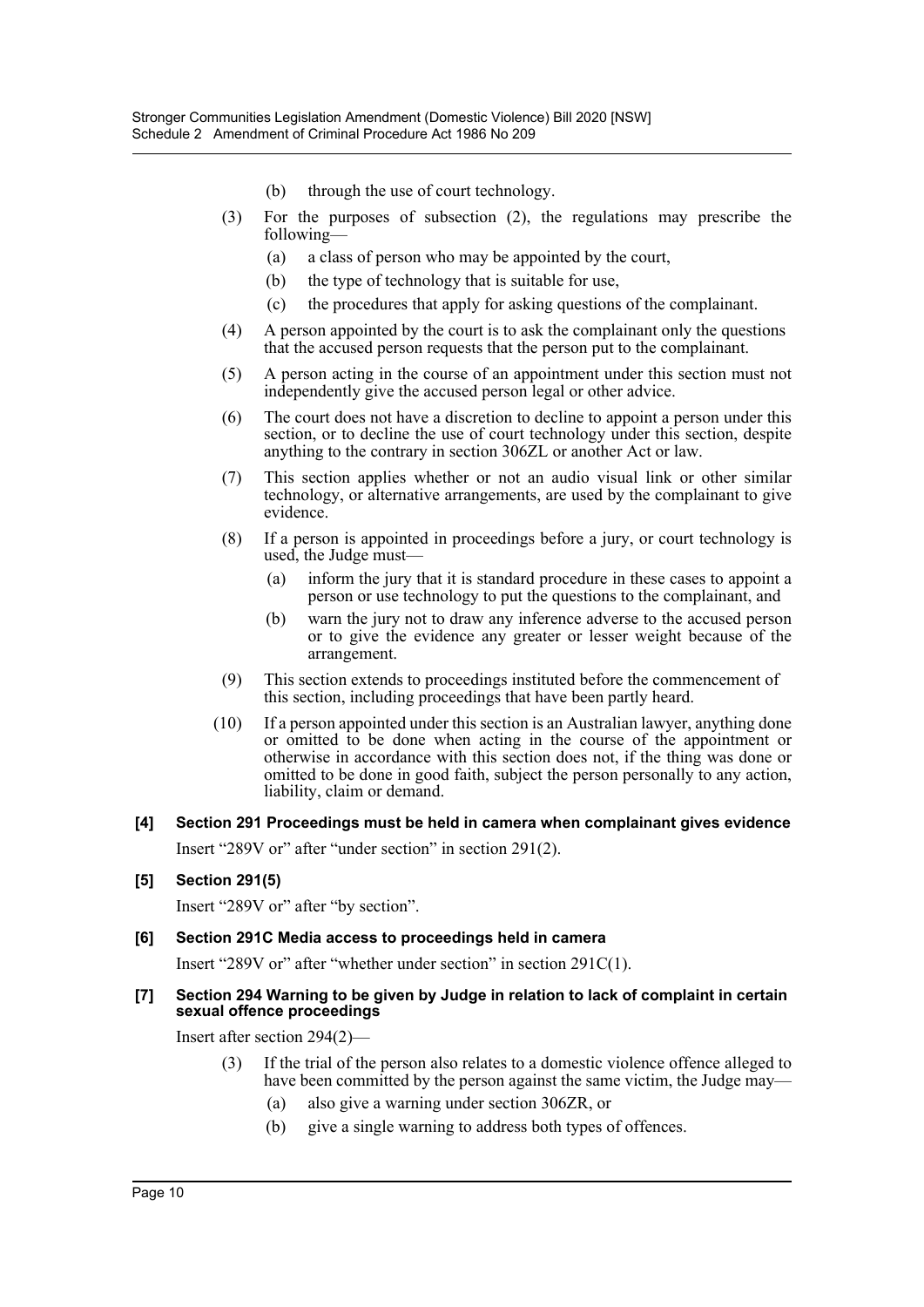(b) through the use of court technology.

(3) For the purposes of subsection (2), the regulations may prescribe the following—

(a) a class of person who may be appointed by the court,

(b) the type of technology that is suitable for use,

(c) the procedures that apply for asking questions of the complainant.

(4) A person appointed by the court is to ask the complainant only the questions that the accused person requests that the person put to the complainant.

(5) A person acting in the course of an appointment under this section must not independently give the accused person legal or other advice.

(6) The court does not have a discretion to decline to appoint a person under this section, or to decline the use of court technology under this section, despite anything to the contrary in section 306ZL or another Act or law.

(7) This section applies whether or not an audio visual link or other similar technology, or alternative arrangements, are used by the complainant to give evidence.

(8) If a person is appointed in proceedings before a jury, or court technology is used, the Judge must—

(a) inform the jury that it is standard procedure in these cases to appoint a person or use technology to put the questions to the complainant, and

(b) warn the jury not to draw any inference adverse to the accused person or to give the evidence any greater or lesser weight because of the arrangement.

(9) This section extends to proceedings instituted before the commencement of this section, including proceedings that have been partly heard.

(10) If a person appointed under this section is an Australian lawyer, anything done or omitted to be done when acting in the course of the appointment or otherwise in accordance with this section does not, if the thing was done or omitted to be done in good faith, subject the person personally to any action, liability, claim or demand.

**[4] Section 291 Proceedings must be held in camera when complainant gives evidence**

Insert "289V or" after "under section" in section 291(2).

**[5] Section 291(5)**

Insert "289V or" after "by section".

**[6] Section 291C Media access to proceedings held in camera**

Insert "289V or" after "whether under section" in section 291C(1).

**[7] Section 294 Warning to be given by Judge in relation to lack of complaint in certain sexual offence proceedings**

Insert after section 294(2)—

(3) If the trial of the person also relates to a domestic violence offence alleged to have been committed by the person against the same victim, the Judge may—

(a) also give a warning under section 306ZR, or

(b) give a single warning to address both types of offences.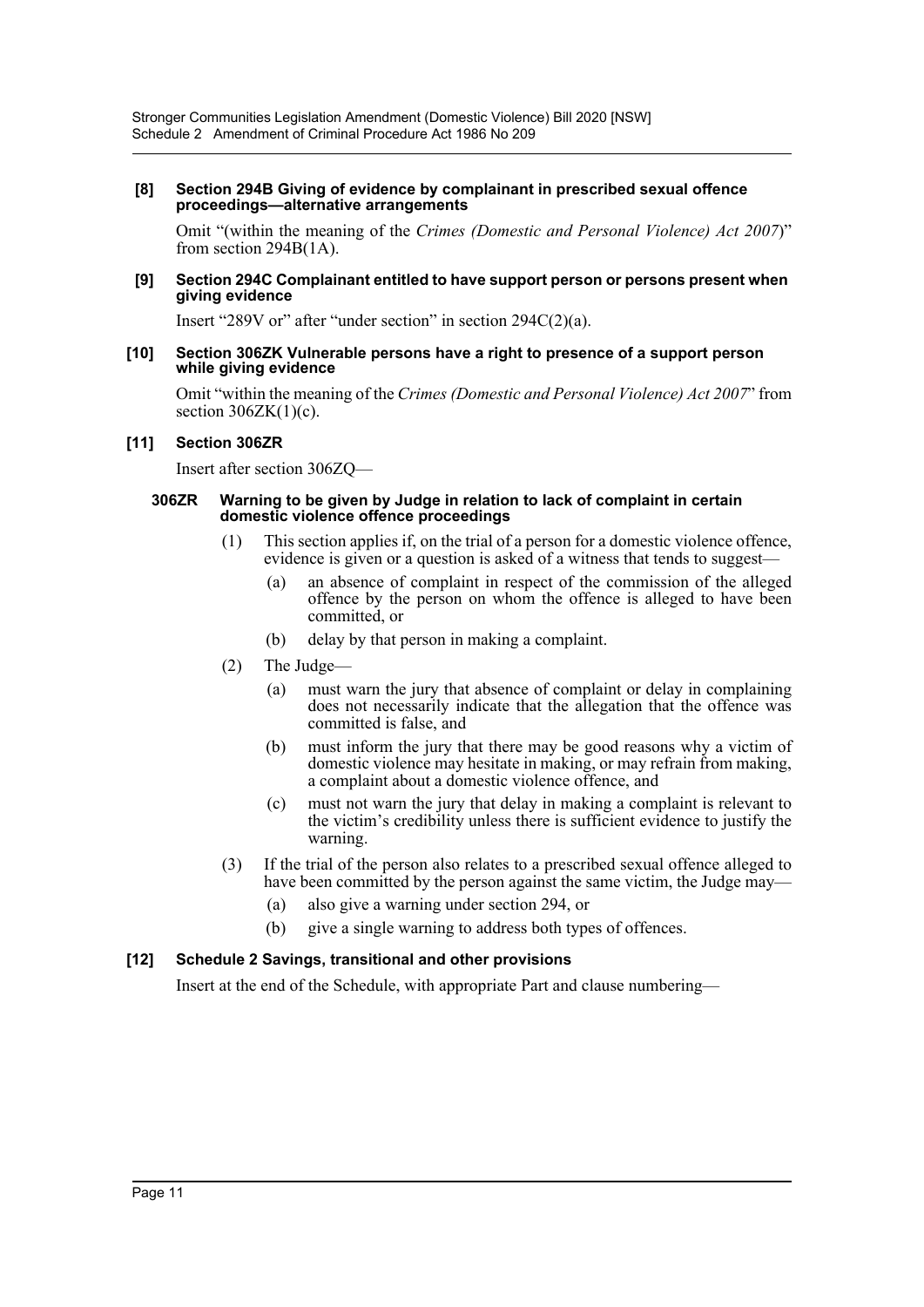**[8] Section 294B Giving of evidence by complainant in prescribed sexual offence proceedings—alternative arrangements**

Omit "(within the meaning of the *Crimes (Domestic and Personal Violence) Act 2007*)" from section 294B(1A).

**[9] Section 294C Complainant entitled to have support person or persons present when giving evidence**

Insert "289V or" after "under section" in section 294C(2)(a).

**[10] Section 306ZK Vulnerable persons have a right to presence of a support person while giving evidence**

Omit "within the meaning of the *Crimes (Domestic and Personal Violence) Act 2007*" from section 306ZK(1)(c).

**[11] Section 306ZR**

Insert after section 306ZQ—

**306ZR Warning to be given by Judge in relation to lack of complaint in certain domestic violence offence proceedings**

(1) This section applies if, on the trial of a person for a domestic violence offence, evidence is given or a question is asked of a witness that tends to suggest—

(a) an absence of complaint in respect of the commission of the alleged offence by the person on whom the offence is alleged to have been committed, or

(b) delay by that person in making a complaint.

(2) The Judge—

(a) must warn the jury that absence of complaint or delay in complaining does not necessarily indicate that the allegation that the offence was committed is false, and

(b) must inform the jury that there may be good reasons why a victim of domestic violence may hesitate in making, or may refrain from making, a complaint about a domestic violence offence, and

(c) must not warn the jury that delay in making a complaint is relevant to the victim's credibility unless there is sufficient evidence to justify the warning.

(3) If the trial of the person also relates to a prescribed sexual offence alleged to have been committed by the person against the same victim, the Judge may—

(a) also give a warning under section 294, or

(b) give a single warning to address both types of offences.

**[12] Schedule 2 Savings, transitional and other provisions**

Insert at the end of the Schedule, with appropriate Part and clause numbering—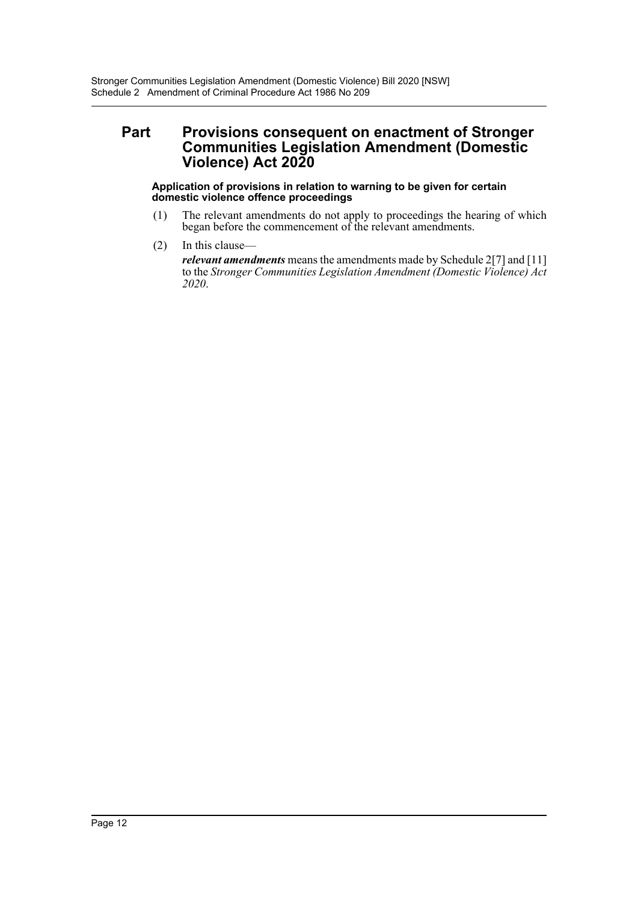## Part Provisions consequent on enactment of Stronger Communities Legislation Amendment (Domestic Violence) Act 2020

#### Application of provisions in relation to warning to be given for certain domestic violence offence proceedings

(1) The relevant amendments do not apply to proceedings the hearing of which began before the commencement of the relevant amendments.

(2) In this clause—

***relevant amendments*** means the amendments made by Schedule 2[7] and [11] to the *Stronger Communities Legislation Amendment (Domestic Violence) Act 2020*.